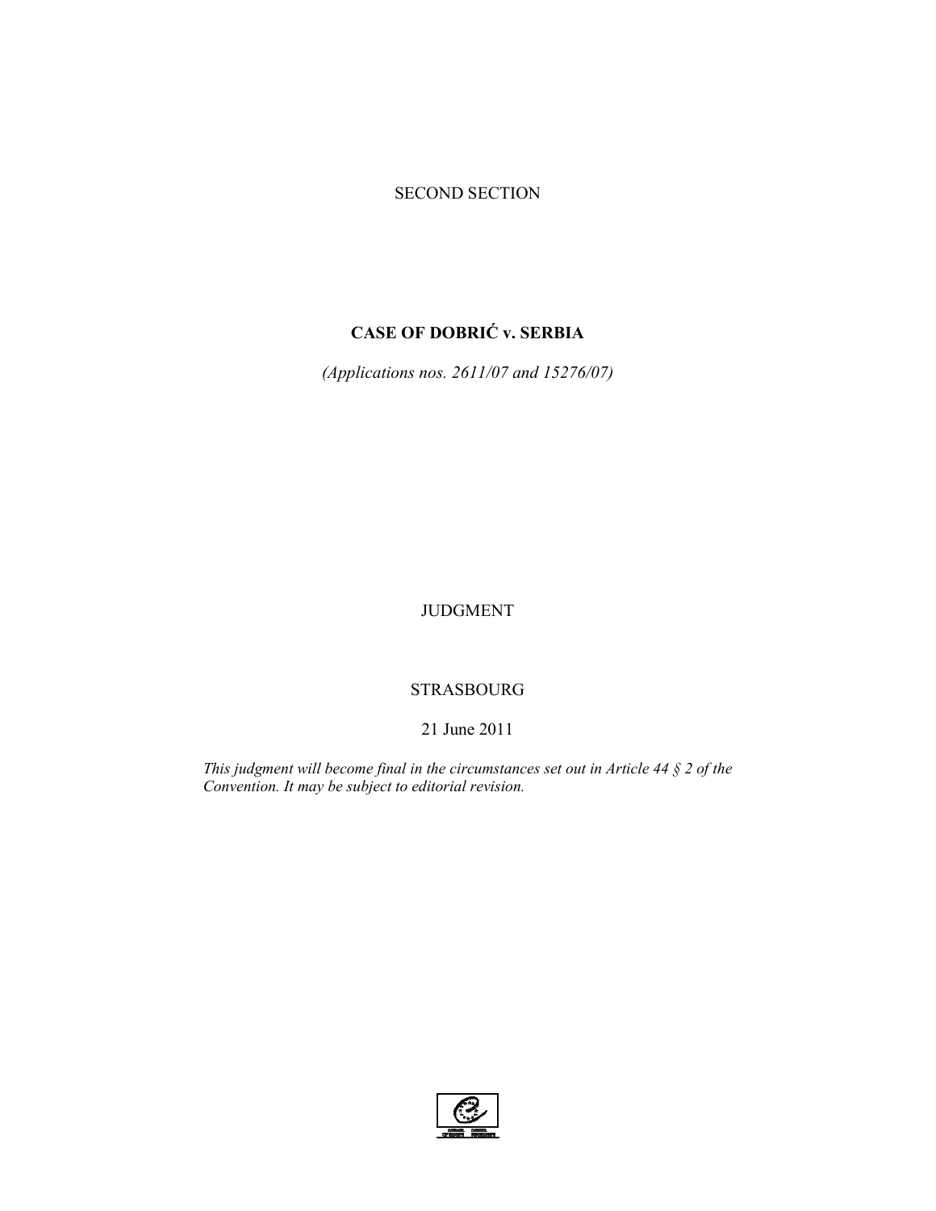SECOND SECTION

# CASE OF DOBRIĆ v. SERBIA

*(Applications nos. 2611/07 and 15276/07)*

JUDGMENT

STRASBOURG

21 June 2011

*This judgment will become final in the circumstances set out in Article 44 § 2 of the Convention. It may be subject to editorial revision.*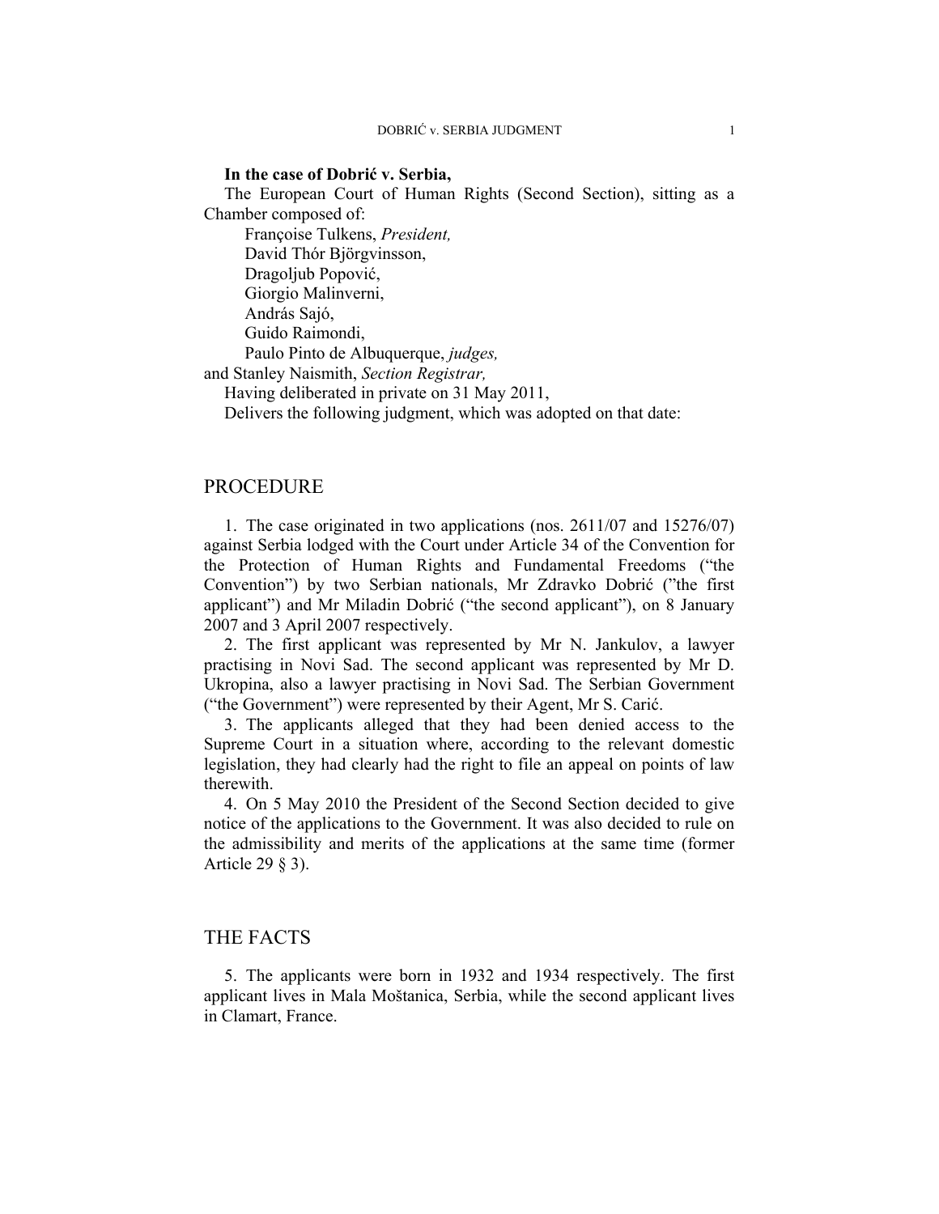**In the case of Dobrić v. Serbia,**

The European Court of Human Rights (Second Section), sitting as a Chamber composed of:

Françoise Tulkens, *President,*
David Thór Björgvinsson,
Dragoljub Popović,
Giorgio Malinverni,
András Sajó,
Guido Raimondi,
Paulo Pinto de Albuquerque, *judges,*
and Stanley Naismith, *Section Registrar,*

Having deliberated in private on 31 May 2011,

Delivers the following judgment, which was adopted on that date:

## PROCEDURE

1. The case originated in two applications (nos. 2611/07 and 15276/07) against Serbia lodged with the Court under Article 34 of the Convention for the Protection of Human Rights and Fundamental Freedoms ("the Convention") by two Serbian nationals, Mr Zdravko Dobrić ("the first applicant") and Mr Miladin Dobrić ("the second applicant"), on 8 January 2007 and 3 April 2007 respectively.

2. The first applicant was represented by Mr N. Jankulov, a lawyer practising in Novi Sad. The second applicant was represented by Mr D. Ukropina, also a lawyer practising in Novi Sad. The Serbian Government ("the Government") were represented by their Agent, Mr S. Carić.

3. The applicants alleged that they had been denied access to the Supreme Court in a situation where, according to the relevant domestic legislation, they had clearly had the right to file an appeal on points of law therewith.

4. On 5 May 2010 the President of the Second Section decided to give notice of the applications to the Government. It was also decided to rule on the admissibility and merits of the applications at the same time (former Article 29 § 3).

## THE FACTS

5. The applicants were born in 1932 and 1934 respectively. The first applicant lives in Mala Moštanica, Serbia, while the second applicant lives in Clamart, France.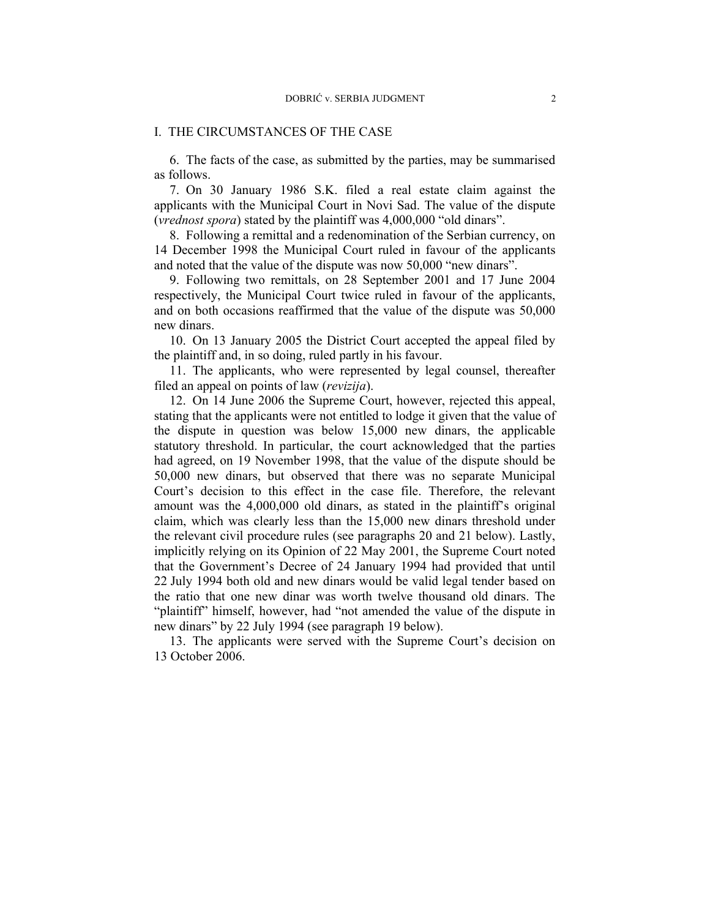## I. THE CIRCUMSTANCES OF THE CASE

6. The facts of the case, as submitted by the parties, may be summarised as follows.

7. On 30 January 1986 S.K. filed a real estate claim against the applicants with the Municipal Court in Novi Sad. The value of the dispute (*vrednost spora*) stated by the plaintiff was 4,000,000 "old dinars".

8. Following a remittal and a redenomination of the Serbian currency, on 14 December 1998 the Municipal Court ruled in favour of the applicants and noted that the value of the dispute was now 50,000 "new dinars".

9. Following two remittals, on 28 September 2001 and 17 June 2004 respectively, the Municipal Court twice ruled in favour of the applicants, and on both occasions reaffirmed that the value of the dispute was 50,000 new dinars.

10. On 13 January 2005 the District Court accepted the appeal filed by the plaintiff and, in so doing, ruled partly in his favour.

11. The applicants, who were represented by legal counsel, thereafter filed an appeal on points of law (*revizija*).

12. On 14 June 2006 the Supreme Court, however, rejected this appeal, stating that the applicants were not entitled to lodge it given that the value of the dispute in question was below 15,000 new dinars, the applicable statutory threshold. In particular, the court acknowledged that the parties had agreed, on 19 November 1998, that the value of the dispute should be 50,000 new dinars, but observed that there was no separate Municipal Court's decision to this effect in the case file. Therefore, the relevant amount was the 4,000,000 old dinars, as stated in the plaintiff's original claim, which was clearly less than the 15,000 new dinars threshold under the relevant civil procedure rules (see paragraphs 20 and 21 below). Lastly, implicitly relying on its Opinion of 22 May 2001, the Supreme Court noted that the Government's Decree of 24 January 1994 had provided that until 22 July 1994 both old and new dinars would be valid legal tender based on the ratio that one new dinar was worth twelve thousand old dinars. The "plaintiff" himself, however, had "not amended the value of the dispute in new dinars" by 22 July 1994 (see paragraph 19 below).

13. The applicants were served with the Supreme Court's decision on 13 October 2006.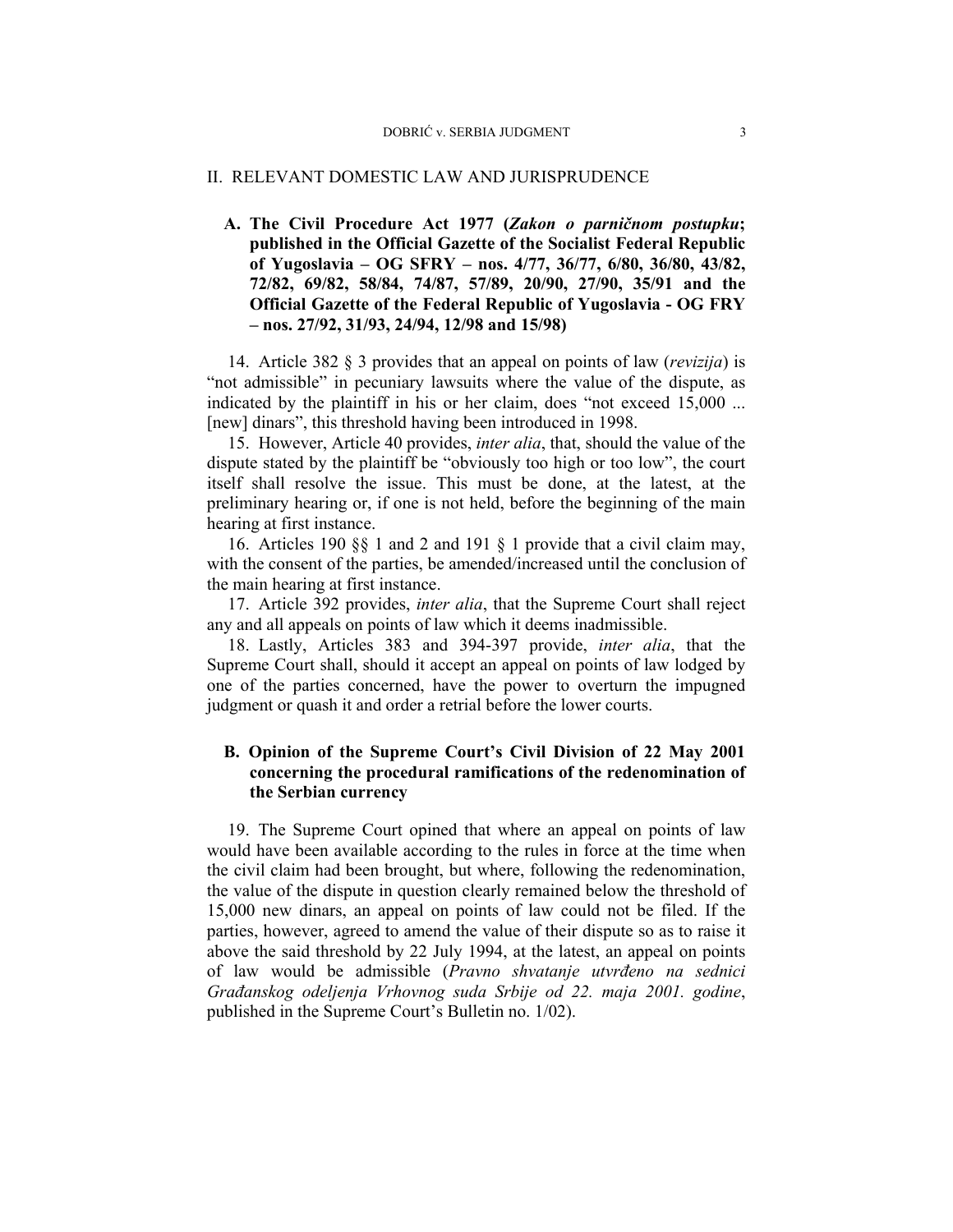## II. RELEVANT DOMESTIC LAW AND JURISPRUDENCE

### A. The Civil Procedure Act 1977 (*Zakon o parničnom postupku*; published in the Official Gazette of the Socialist Federal Republic of Yugoslavia – OG SFRY – nos. 4/77, 36/77, 6/80, 36/80, 43/82, 72/82, 69/82, 58/84, 74/87, 57/89, 20/90, 27/90, 35/91 and the Official Gazette of the Federal Republic of Yugoslavia - OG FRY – nos. 27/92, 31/93, 24/94, 12/98 and 15/98)

14. Article 382 § 3 provides that an appeal on points of law (*revizija*) is "not admissible" in pecuniary lawsuits where the value of the dispute, as indicated by the plaintiff in his or her claim, does "not exceed 15,000 ... [new] dinars", this threshold having been introduced in 1998.

15. However, Article 40 provides, *inter alia*, that, should the value of the dispute stated by the plaintiff be "obviously too high or too low", the court itself shall resolve the issue. This must be done, at the latest, at the preliminary hearing or, if one is not held, before the beginning of the main hearing at first instance.

16. Articles 190 §§ 1 and 2 and 191 § 1 provide that a civil claim may, with the consent of the parties, be amended/increased until the conclusion of the main hearing at first instance.

17. Article 392 provides, *inter alia*, that the Supreme Court shall reject any and all appeals on points of law which it deems inadmissible.

18. Lastly, Articles 383 and 394-397 provide, *inter alia*, that the Supreme Court shall, should it accept an appeal on points of law lodged by one of the parties concerned, have the power to overturn the impugned judgment or quash it and order a retrial before the lower courts.

### B. Opinion of the Supreme Court's Civil Division of 22 May 2001 concerning the procedural ramifications of the redenomination of the Serbian currency

19. The Supreme Court opined that where an appeal on points of law would have been available according to the rules in force at the time when the civil claim had been brought, but where, following the redenomination, the value of the dispute in question clearly remained below the threshold of 15,000 new dinars, an appeal on points of law could not be filed. If the parties, however, agreed to amend the value of their dispute so as to raise it above the said threshold by 22 July 1994, at the latest, an appeal on points of law would be admissible (*Pravno shvatanje utvrđeno na sednici Građanskog odeljenja Vrhovnog suda Srbije od 22. maja 2001. godine*, published in the Supreme Court's Bulletin no. 1/02).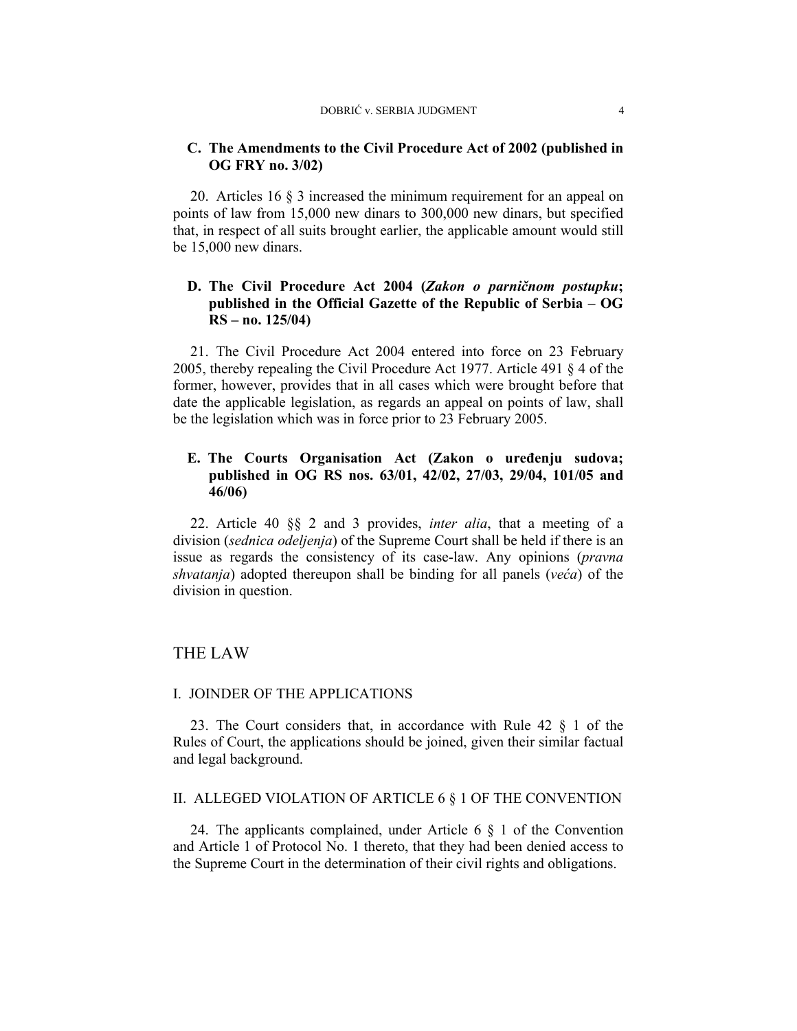### C. The Amendments to the Civil Procedure Act of 2002 (published in OG FRY no. 3/02)

20. Articles 16 § 3 increased the minimum requirement for an appeal on points of law from 15,000 new dinars to 300,000 new dinars, but specified that, in respect of all suits brought earlier, the applicable amount would still be 15,000 new dinars.

### D. The Civil Procedure Act 2004 (*Zakon o parničnom postupku*; published in the Official Gazette of the Republic of Serbia – OG RS – no. 125/04)

21. The Civil Procedure Act 2004 entered into force on 23 February 2005, thereby repealing the Civil Procedure Act 1977. Article 491 § 4 of the former, however, provides that in all cases which were brought before that date the applicable legislation, as regards an appeal on points of law, shall be the legislation which was in force prior to 23 February 2005.

### E. The Courts Organisation Act (Zakon o uređenju sudova; published in OG RS nos. 63/01, 42/02, 27/03, 29/04, 101/05 and 46/06)

22. Article 40 §§ 2 and 3 provides, *inter alia*, that a meeting of a division (*sednica odeljenja*) of the Supreme Court shall be held if there is an issue as regards the consistency of its case-law. Any opinions (*pravna shvatanja*) adopted thereupon shall be binding for all panels (*veća*) of the division in question.

# THE LAW

## I. JOINDER OF THE APPLICATIONS

23. The Court considers that, in accordance with Rule 42 § 1 of the Rules of Court, the applications should be joined, given their similar factual and legal background.

## II. ALLEGED VIOLATION OF ARTICLE 6 § 1 OF THE CONVENTION

24. The applicants complained, under Article 6 § 1 of the Convention and Article 1 of Protocol No. 1 thereto, that they had been denied access to the Supreme Court in the determination of their civil rights and obligations.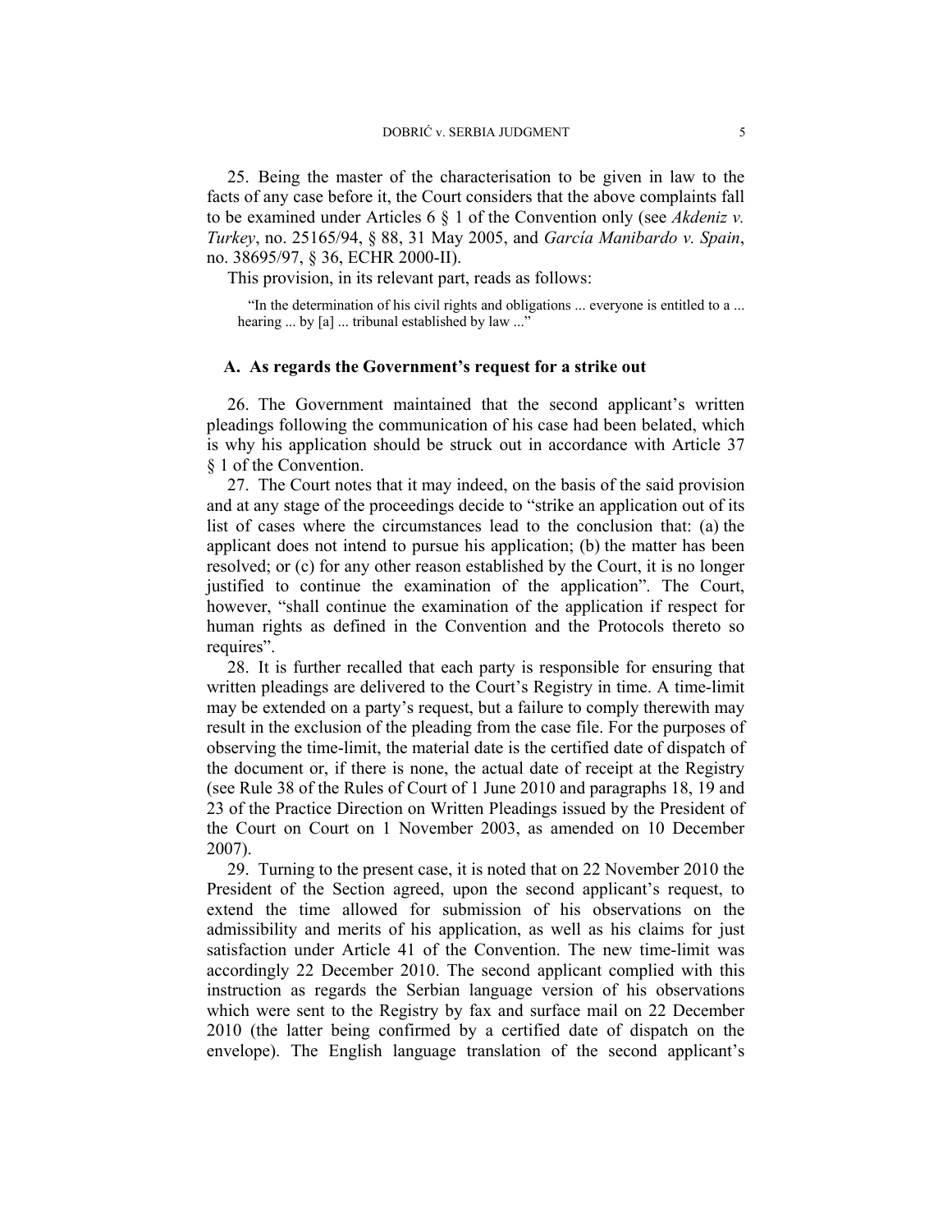25. Being the master of the characterisation to be given in law to the facts of any case before it, the Court considers that the above complaints fall to be examined under Articles 6 § 1 of the Convention only (see *Akdeniz v. Turkey*, no. 25165/94, § 88, 31 May 2005, and *García Manibardo v. Spain*, no. 38695/97, § 36, ECHR 2000-II).

This provision, in its relevant part, reads as follows:

> "In the determination of his civil rights and obligations ... everyone is entitled to a ... hearing ... by [a] ... tribunal established by law ..."

### A. As regards the Government's request for a strike out

26. The Government maintained that the second applicant's written pleadings following the communication of his case had been belated, which is why his application should be struck out in accordance with Article 37 § 1 of the Convention.

27. The Court notes that it may indeed, on the basis of the said provision and at any stage of the proceedings decide to "strike an application out of its list of cases where the circumstances lead to the conclusion that: (a) the applicant does not intend to pursue his application; (b) the matter has been resolved; or (c) for any other reason established by the Court, it is no longer justified to continue the examination of the application". The Court, however, "shall continue the examination of the application if respect for human rights as defined in the Convention and the Protocols thereto so requires".

28. It is further recalled that each party is responsible for ensuring that written pleadings are delivered to the Court's Registry in time. A time-limit may be extended on a party's request, but a failure to comply therewith may result in the exclusion of the pleading from the case file. For the purposes of observing the time-limit, the material date is the certified date of dispatch of the document or, if there is none, the actual date of receipt at the Registry (see Rule 38 of the Rules of Court of 1 June 2010 and paragraphs 18, 19 and 23 of the Practice Direction on Written Pleadings issued by the President of the Court on Court on 1 November 2003, as amended on 10 December 2007).

29. Turning to the present case, it is noted that on 22 November 2010 the President of the Section agreed, upon the second applicant's request, to extend the time allowed for submission of his observations on the admissibility and merits of his application, as well as his claims for just satisfaction under Article 41 of the Convention. The new time-limit was accordingly 22 December 2010. The second applicant complied with this instruction as regards the Serbian language version of his observations which were sent to the Registry by fax and surface mail on 22 December 2010 (the latter being confirmed by a certified date of dispatch on the envelope). The English language translation of the second applicant's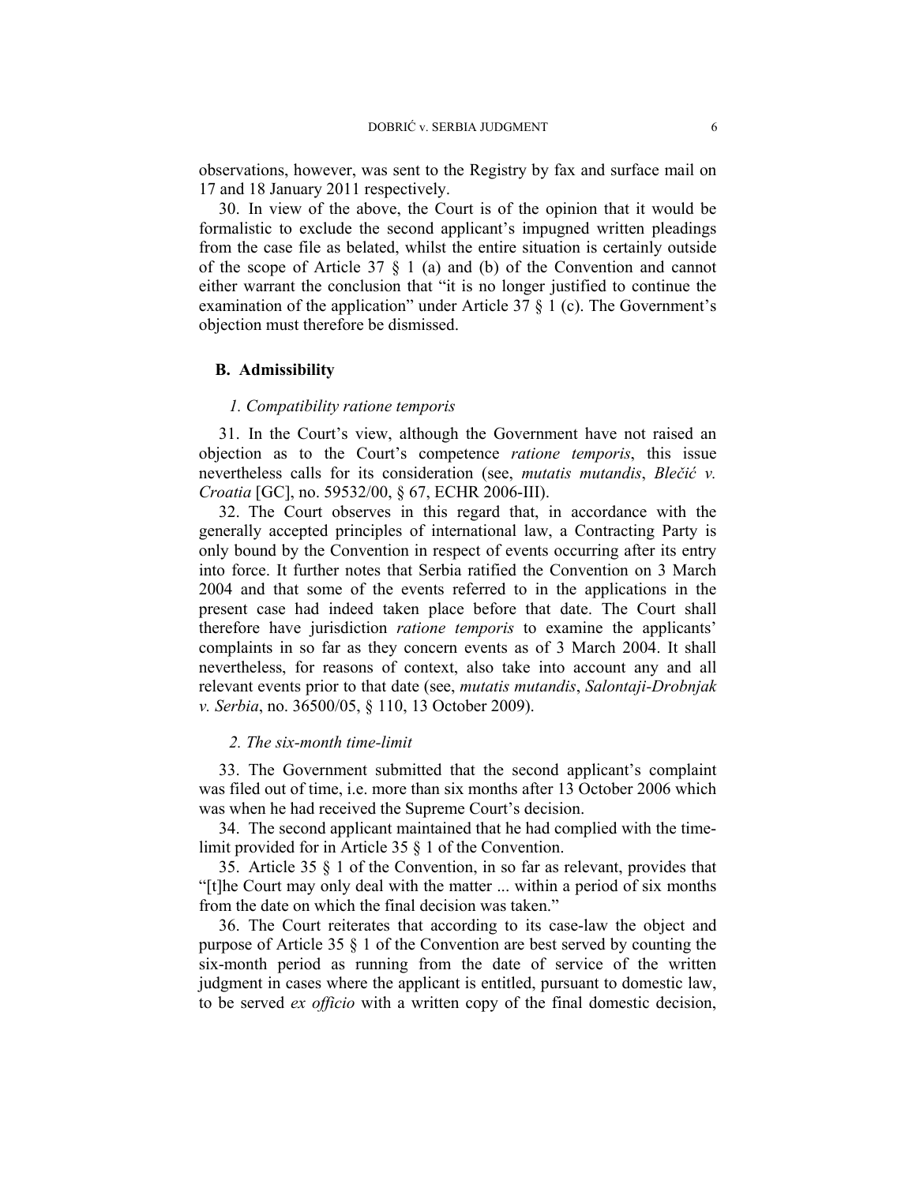observations, however, was sent to the Registry by fax and surface mail on 17 and 18 January 2011 respectively.

30. In view of the above, the Court is of the opinion that it would be formalistic to exclude the second applicant's impugned written pleadings from the case file as belated, whilst the entire situation is certainly outside of the scope of Article 37 § 1 (a) and (b) of the Convention and cannot either warrant the conclusion that "it is no longer justified to continue the examination of the application" under Article 37 § 1 (c). The Government's objection must therefore be dismissed.

### B. Admissibility

#### *1. Compatibility ratione temporis*

31. In the Court's view, although the Government have not raised an objection as to the Court's competence *ratione temporis*, this issue nevertheless calls for its consideration (see, *mutatis mutandis*, *Blečić v. Croatia* [GC], no. 59532/00, § 67, ECHR 2006-III).

32. The Court observes in this regard that, in accordance with the generally accepted principles of international law, a Contracting Party is only bound by the Convention in respect of events occurring after its entry into force. It further notes that Serbia ratified the Convention on 3 March 2004 and that some of the events referred to in the applications in the present case had indeed taken place before that date. The Court shall therefore have jurisdiction *ratione temporis* to examine the applicants' complaints in so far as they concern events as of 3 March 2004. It shall nevertheless, for reasons of context, also take into account any and all relevant events prior to that date (see, *mutatis mutandis*, *Salontaji-Drobnjak v. Serbia*, no. 36500/05, § 110, 13 October 2009).

#### *2. The six-month time-limit*

33. The Government submitted that the second applicant's complaint was filed out of time, i.e. more than six months after 13 October 2006 which was when he had received the Supreme Court's decision.

34. The second applicant maintained that he had complied with the time-limit provided for in Article 35 § 1 of the Convention.

35. Article 35 § 1 of the Convention, in so far as relevant, provides that "[t]he Court may only deal with the matter ... within a period of six months from the date on which the final decision was taken."

36. The Court reiterates that according to its case-law the object and purpose of Article 35 § 1 of the Convention are best served by counting the six-month period as running from the date of service of the written judgment in cases where the applicant is entitled, pursuant to domestic law, to be served *ex officio* with a written copy of the final domestic decision,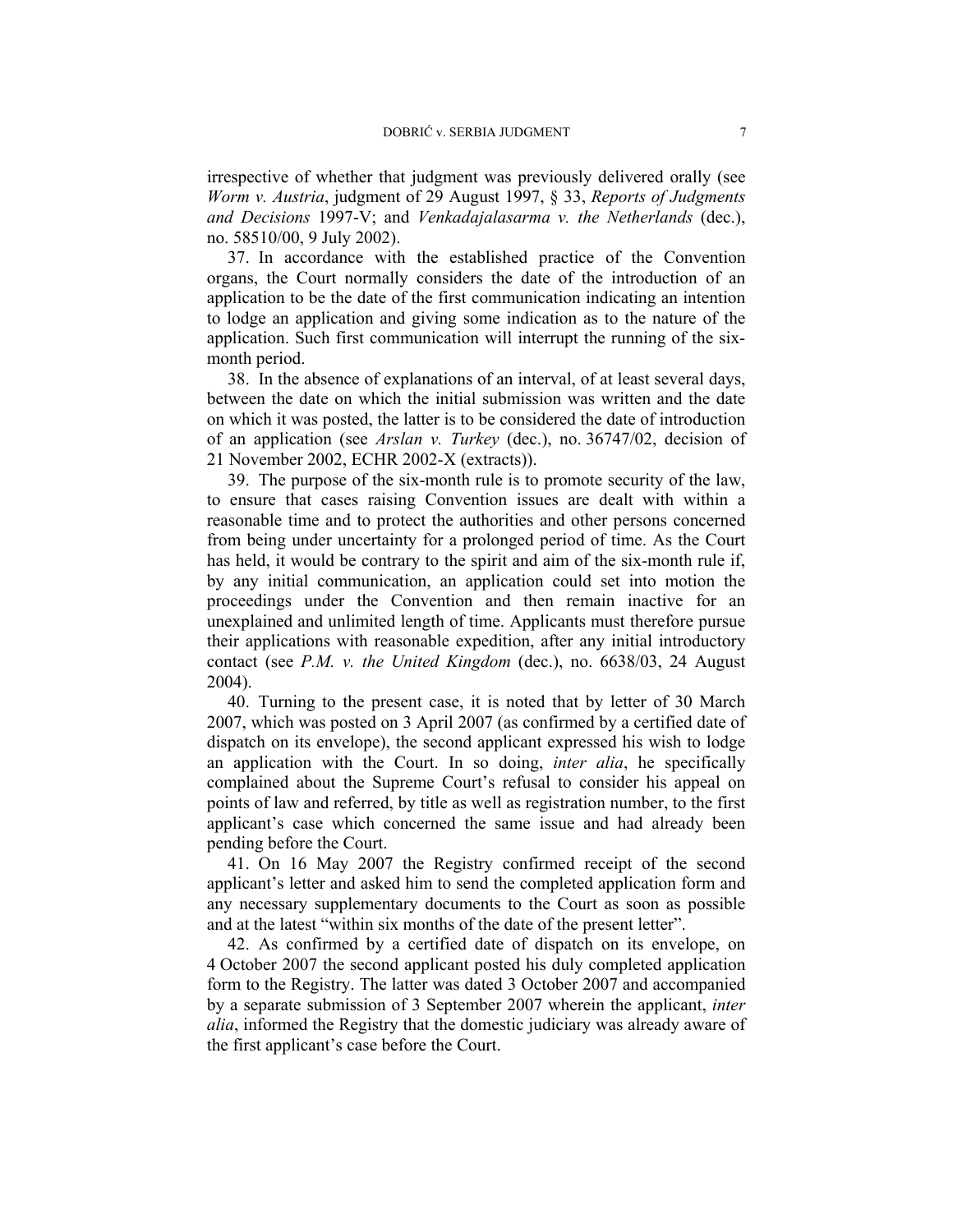irrespective of whether that judgment was previously delivered orally (see *Worm v. Austria*, judgment of 29 August 1997, § 33, *Reports of Judgments and Decisions* 1997-V; and *Venkadajalasarma v. the Netherlands* (dec.), no. 58510/00, 9 July 2002).

37. In accordance with the established practice of the Convention organs, the Court normally considers the date of the introduction of an application to be the date of the first communication indicating an intention to lodge an application and giving some indication as to the nature of the application. Such first communication will interrupt the running of the six-month period.

38. In the absence of explanations of an interval, of at least several days, between the date on which the initial submission was written and the date on which it was posted, the latter is to be considered the date of introduction of an application (see *Arslan v. Turkey* (dec.), no. 36747/02, decision of 21 November 2002, ECHR 2002-X (extracts)).

39. The purpose of the six-month rule is to promote security of the law, to ensure that cases raising Convention issues are dealt with within a reasonable time and to protect the authorities and other persons concerned from being under uncertainty for a prolonged period of time. As the Court has held, it would be contrary to the spirit and aim of the six-month rule if, by any initial communication, an application could set into motion the proceedings under the Convention and then remain inactive for an unexplained and unlimited length of time. Applicants must therefore pursue their applications with reasonable expedition, after any initial introductory contact (see *P.M. v. the United Kingdom* (dec.), no. 6638/03, 24 August 2004).

40. Turning to the present case, it is noted that by letter of 30 March 2007, which was posted on 3 April 2007 (as confirmed by a certified date of dispatch on its envelope), the second applicant expressed his wish to lodge an application with the Court. In so doing, *inter alia*, he specifically complained about the Supreme Court's refusal to consider his appeal on points of law and referred, by title as well as registration number, to the first applicant's case which concerned the same issue and had already been pending before the Court.

41. On 16 May 2007 the Registry confirmed receipt of the second applicant's letter and asked him to send the completed application form and any necessary supplementary documents to the Court as soon as possible and at the latest "within six months of the date of the present letter".

42. As confirmed by a certified date of dispatch on its envelope, on 4 October 2007 the second applicant posted his duly completed application form to the Registry. The latter was dated 3 October 2007 and accompanied by a separate submission of 3 September 2007 wherein the applicant, *inter alia*, informed the Registry that the domestic judiciary was already aware of the first applicant's case before the Court.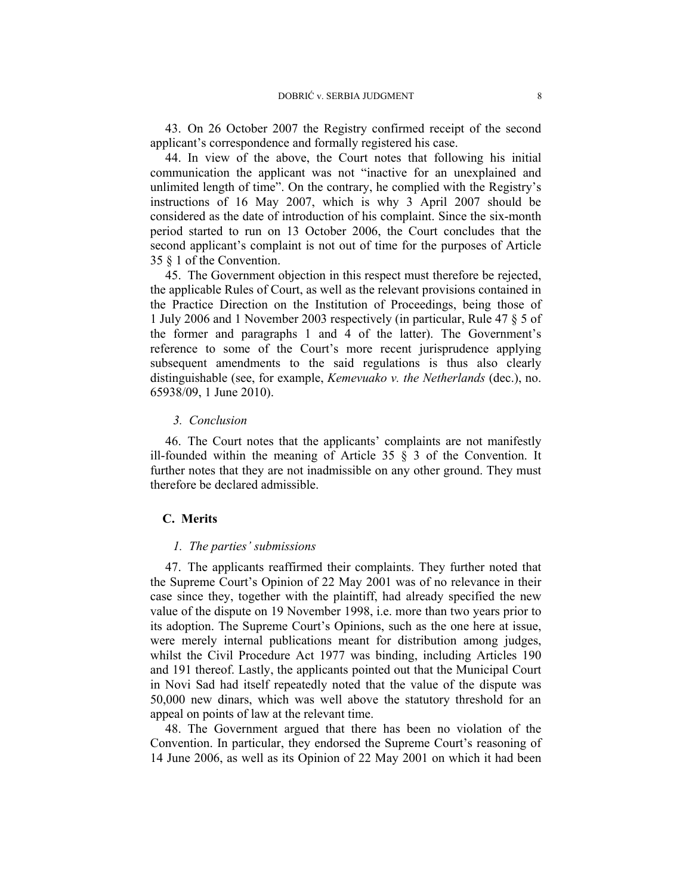43. On 26 October 2007 the Registry confirmed receipt of the second applicant's correspondence and formally registered his case.

44. In view of the above, the Court notes that following his initial communication the applicant was not "inactive for an unexplained and unlimited length of time". On the contrary, he complied with the Registry's instructions of 16 May 2007, which is why 3 April 2007 should be considered as the date of introduction of his complaint. Since the six-month period started to run on 13 October 2006, the Court concludes that the second applicant's complaint is not out of time for the purposes of Article 35 § 1 of the Convention.

45. The Government objection in this respect must therefore be rejected, the applicable Rules of Court, as well as the relevant provisions contained in the Practice Direction on the Institution of Proceedings, being those of 1 July 2006 and 1 November 2003 respectively (in particular, Rule 47 § 5 of the former and paragraphs 1 and 4 of the latter). The Government's reference to some of the Court's more recent jurisprudence applying subsequent amendments to the said regulations is thus also clearly distinguishable (see, for example, *Kemevuako v. the Netherlands* (dec.), no. 65938/09, 1 June 2010).

### *3. Conclusion*

46. The Court notes that the applicants' complaints are not manifestly ill-founded within the meaning of Article 35 § 3 of the Convention. It further notes that they are not inadmissible on any other ground. They must therefore be declared admissible.

## C. Merits

### *1. The parties' submissions*

47. The applicants reaffirmed their complaints. They further noted that the Supreme Court's Opinion of 22 May 2001 was of no relevance in their case since they, together with the plaintiff, had already specified the new value of the dispute on 19 November 1998, i.e. more than two years prior to its adoption. The Supreme Court's Opinions, such as the one here at issue, were merely internal publications meant for distribution among judges, whilst the Civil Procedure Act 1977 was binding, including Articles 190 and 191 thereof. Lastly, the applicants pointed out that the Municipal Court in Novi Sad had itself repeatedly noted that the value of the dispute was 50,000 new dinars, which was well above the statutory threshold for an appeal on points of law at the relevant time.

48. The Government argued that there has been no violation of the Convention. In particular, they endorsed the Supreme Court's reasoning of 14 June 2006, as well as its Opinion of 22 May 2001 on which it had been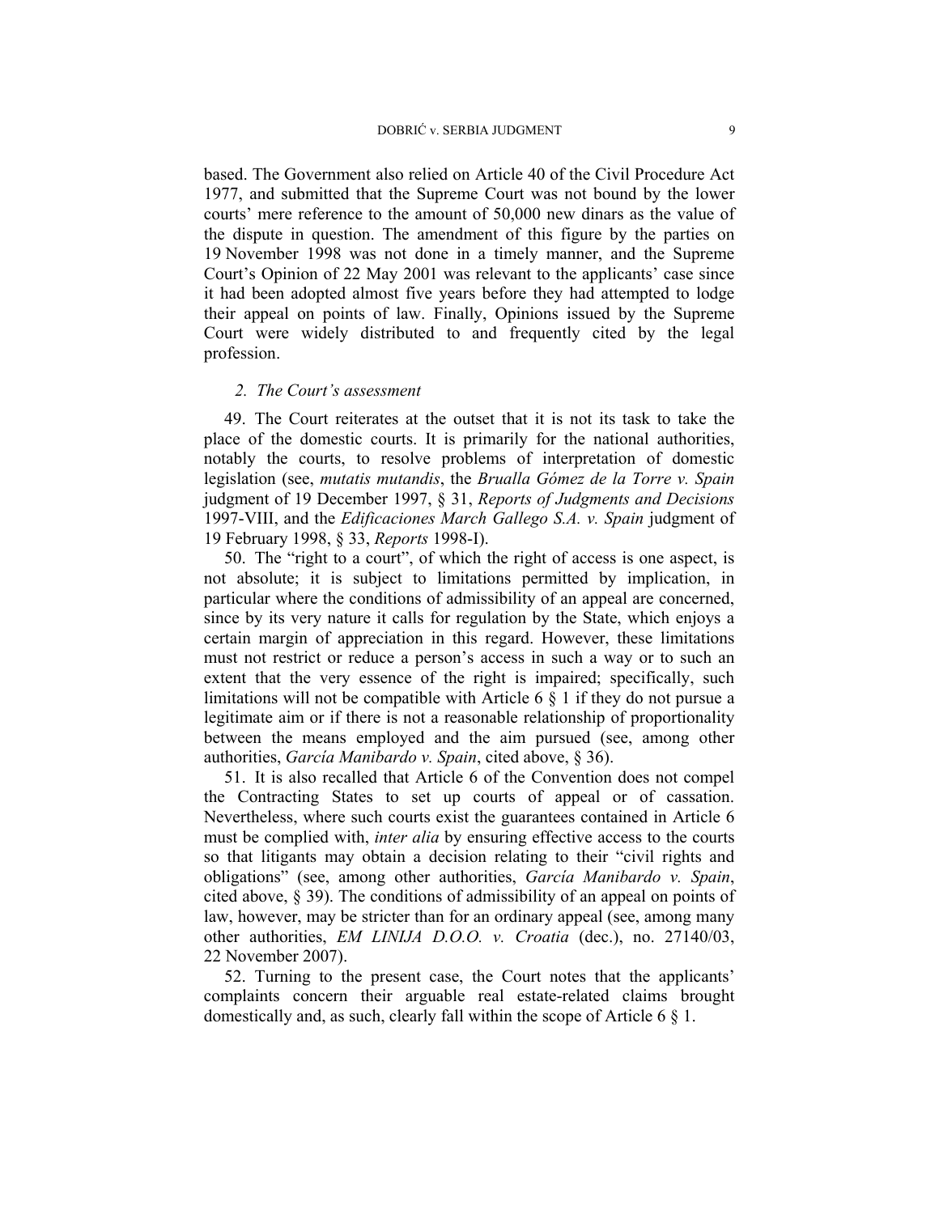based. The Government also relied on Article 40 of the Civil Procedure Act 1977, and submitted that the Supreme Court was not bound by the lower courts' mere reference to the amount of 50,000 new dinars as the value of the dispute in question. The amendment of this figure by the parties on 19 November 1998 was not done in a timely manner, and the Supreme Court's Opinion of 22 May 2001 was relevant to the applicants' case since it had been adopted almost five years before they had attempted to lodge their appeal on points of law. Finally, Opinions issued by the Supreme Court were widely distributed to and frequently cited by the legal profession.

### 2. *The Court's assessment*

49. The Court reiterates at the outset that it is not its task to take the place of the domestic courts. It is primarily for the national authorities, notably the courts, to resolve problems of interpretation of domestic legislation (see, *mutatis mutandis*, the *Brualla Gómez de la Torre v. Spain* judgment of 19 December 1997, § 31, *Reports of Judgments and Decisions* 1997-VIII, and the *Edificaciones March Gallego S.A. v. Spain* judgment of 19 February 1998, § 33, *Reports* 1998-I).

50. The "right to a court", of which the right of access is one aspect, is not absolute; it is subject to limitations permitted by implication, in particular where the conditions of admissibility of an appeal are concerned, since by its very nature it calls for regulation by the State, which enjoys a certain margin of appreciation in this regard. However, these limitations must not restrict or reduce a person's access in such a way or to such an extent that the very essence of the right is impaired; specifically, such limitations will not be compatible with Article 6 § 1 if they do not pursue a legitimate aim or if there is not a reasonable relationship of proportionality between the means employed and the aim pursued (see, among other authorities, *García Manibardo v. Spain*, cited above, § 36).

51. It is also recalled that Article 6 of the Convention does not compel the Contracting States to set up courts of appeal or of cassation. Nevertheless, where such courts exist the guarantees contained in Article 6 must be complied with, *inter alia* by ensuring effective access to the courts so that litigants may obtain a decision relating to their "civil rights and obligations" (see, among other authorities, *García Manibardo v. Spain*, cited above, § 39). The conditions of admissibility of an appeal on points of law, however, may be stricter than for an ordinary appeal (see, among many other authorities, *EM LINIJA D.O.O. v. Croatia* (dec.), no. 27140/03, 22 November 2007).

52. Turning to the present case, the Court notes that the applicants' complaints concern their arguable real estate-related claims brought domestically and, as such, clearly fall within the scope of Article 6 § 1.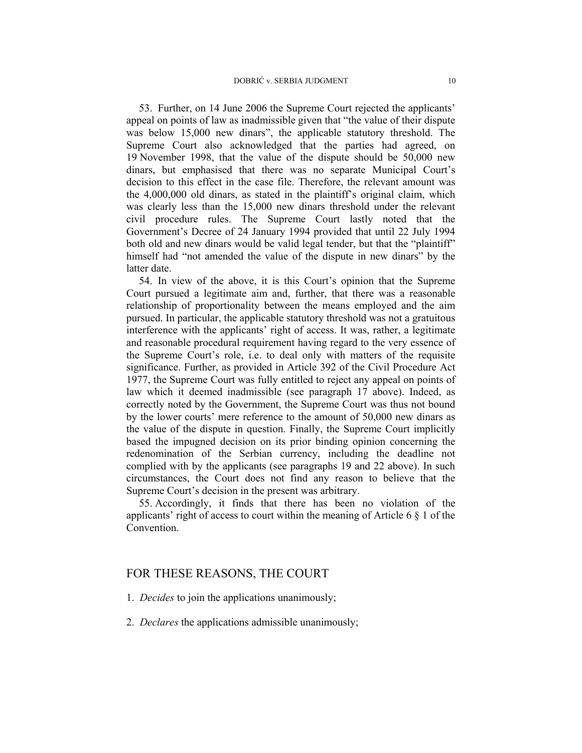53. Further, on 14 June 2006 the Supreme Court rejected the applicants' appeal on points of law as inadmissible given that "the value of their dispute was below 15,000 new dinars", the applicable statutory threshold. The Supreme Court also acknowledged that the parties had agreed, on 19 November 1998, that the value of the dispute should be 50,000 new dinars, but emphasised that there was no separate Municipal Court's decision to this effect in the case file. Therefore, the relevant amount was the 4,000,000 old dinars, as stated in the plaintiff's original claim, which was clearly less than the 15,000 new dinars threshold under the relevant civil procedure rules. The Supreme Court lastly noted that the Government's Decree of 24 January 1994 provided that until 22 July 1994 both old and new dinars would be valid legal tender, but that the "plaintiff" himself had "not amended the value of the dispute in new dinars" by the latter date.

54. In view of the above, it is this Court's opinion that the Supreme Court pursued a legitimate aim and, further, that there was a reasonable relationship of proportionality between the means employed and the aim pursued. In particular, the applicable statutory threshold was not a gratuitous interference with the applicants' right of access. It was, rather, a legitimate and reasonable procedural requirement having regard to the very essence of the Supreme Court's role, i.e. to deal only with matters of the requisite significance. Further, as provided in Article 392 of the Civil Procedure Act 1977, the Supreme Court was fully entitled to reject any appeal on points of law which it deemed inadmissible (see paragraph 17 above). Indeed, as correctly noted by the Government, the Supreme Court was thus not bound by the lower courts' mere reference to the amount of 50,000 new dinars as the value of the dispute in question. Finally, the Supreme Court implicitly based the impugned decision on its prior binding opinion concerning the redenomination of the Serbian currency, including the deadline not complied with by the applicants (see paragraphs 19 and 22 above). In such circumstances, the Court does not find any reason to believe that the Supreme Court's decision in the present was arbitrary.

55. Accordingly, it finds that there has been no violation of the applicants' right of access to court within the meaning of Article 6 § 1 of the Convention.

## FOR THESE REASONS, THE COURT

1. *Decides* to join the applications unanimously;

2. *Declares* the applications admissible unanimously;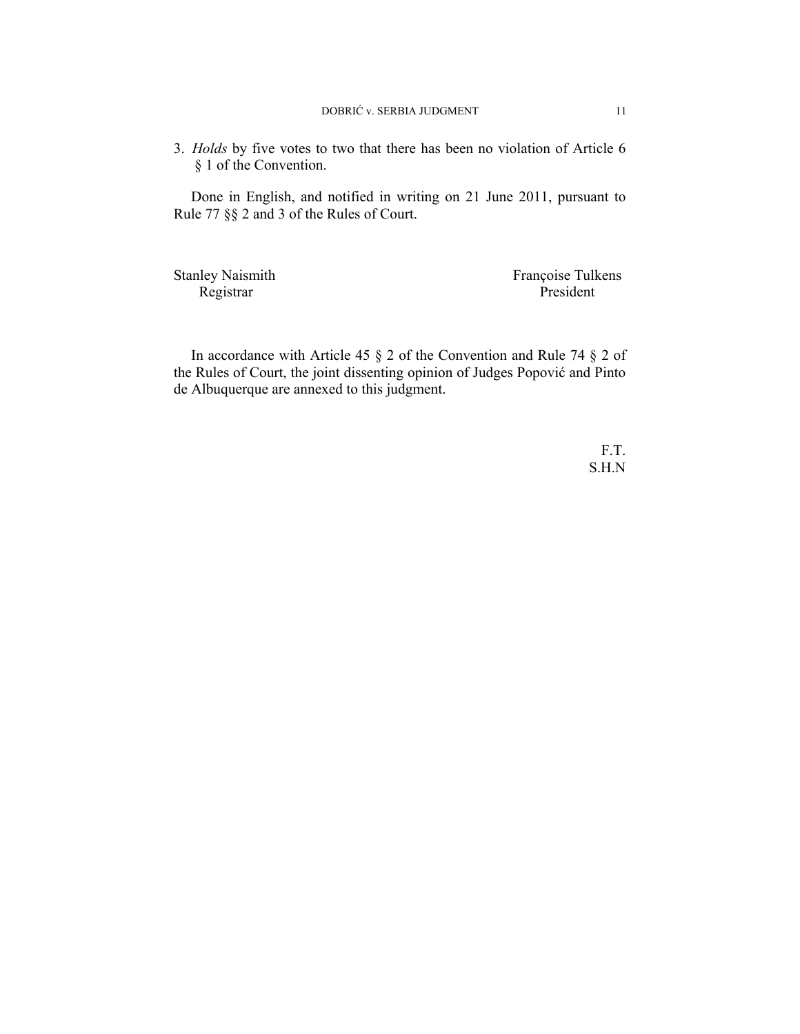3. *Holds* by five votes to two that there has been no violation of Article 6 § 1 of the Convention.

Done in English, and notified in writing on 21 June 2011, pursuant to Rule 77 §§ 2 and 3 of the Rules of Court.

Stanley Naismith
Registrar

Françoise Tulkens
President

In accordance with Article 45 § 2 of the Convention and Rule 74 § 2 of the Rules of Court, the joint dissenting opinion of Judges Popović and Pinto de Albuquerque are annexed to this judgment.

F.T.
S.H.N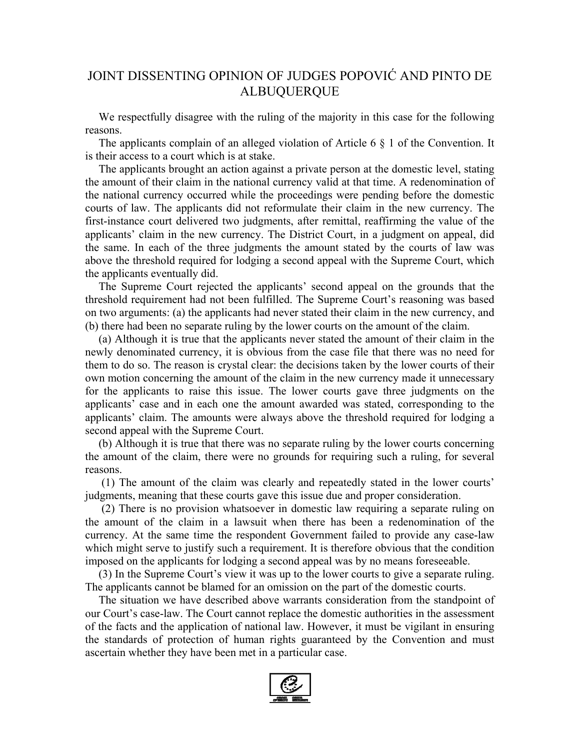# JOINT DISSENTING OPINION OF JUDGES POPOVIĆ AND PINTO DE ALBUQUERQUE

We respectfully disagree with the ruling of the majority in this case for the following reasons.

The applicants complain of an alleged violation of Article 6 § 1 of the Convention. It is their access to a court which is at stake.

The applicants brought an action against a private person at the domestic level, stating the amount of their claim in the national currency valid at that time. A redenomination of the national currency occurred while the proceedings were pending before the domestic courts of law. The applicants did not reformulate their claim in the new currency. The first-instance court delivered two judgments, after remittal, reaffirming the value of the applicants' claim in the new currency. The District Court, in a judgment on appeal, did the same. In each of the three judgments the amount stated by the courts of law was above the threshold required for lodging a second appeal with the Supreme Court, which the applicants eventually did.

The Supreme Court rejected the applicants' second appeal on the grounds that the threshold requirement had not been fulfilled. The Supreme Court's reasoning was based on two arguments: (a) the applicants had never stated their claim in the new currency, and (b) there had been no separate ruling by the lower courts on the amount of the claim.

(a) Although it is true that the applicants never stated the amount of their claim in the newly denominated currency, it is obvious from the case file that there was no need for them to do so. The reason is crystal clear: the decisions taken by the lower courts of their own motion concerning the amount of the claim in the new currency made it unnecessary for the applicants to raise this issue. The lower courts gave three judgments on the applicants' case and in each one the amount awarded was stated, corresponding to the applicants' claim. The amounts were always above the threshold required for lodging a second appeal with the Supreme Court.

(b) Although it is true that there was no separate ruling by the lower courts concerning the amount of the claim, there were no grounds for requiring such a ruling, for several reasons.

(1) The amount of the claim was clearly and repeatedly stated in the lower courts' judgments, meaning that these courts gave this issue due and proper consideration.

(2) There is no provision whatsoever in domestic law requiring a separate ruling on the amount of the claim in a lawsuit when there has been a redenomination of the currency. At the same time the respondent Government failed to provide any case-law which might serve to justify such a requirement. It is therefore obvious that the condition imposed on the applicants for lodging a second appeal was by no means foreseeable.

(3) In the Supreme Court's view it was up to the lower courts to give a separate ruling. The applicants cannot be blamed for an omission on the part of the domestic courts.

The situation we have described above warrants consideration from the standpoint of our Court's case-law. The Court cannot replace the domestic authorities in the assessment of the facts and the application of national law. However, it must be vigilant in ensuring the standards of protection of human rights guaranteed by the Convention and must ascertain whether they have been met in a particular case.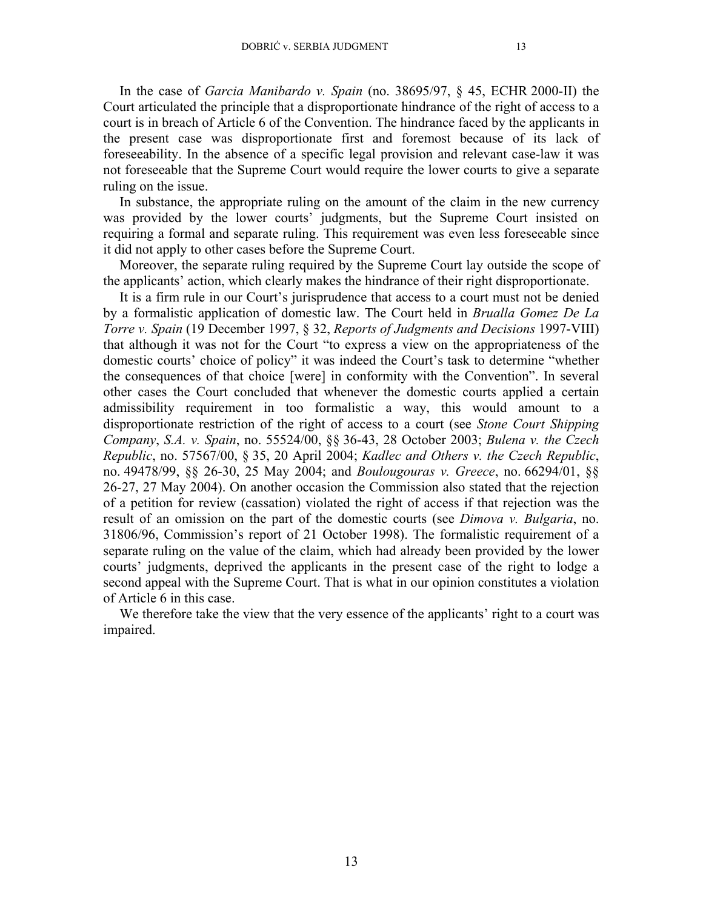In the case of *Garcia Manibardo v. Spain* (no. 38695/97, § 45, ECHR 2000-II) the Court articulated the principle that a disproportionate hindrance of the right of access to a court is in breach of Article 6 of the Convention. The hindrance faced by the applicants in the present case was disproportionate first and foremost because of its lack of foreseeability. In the absence of a specific legal provision and relevant case-law it was not foreseeable that the Supreme Court would require the lower courts to give a separate ruling on the issue.

In substance, the appropriate ruling on the amount of the claim in the new currency was provided by the lower courts' judgments, but the Supreme Court insisted on requiring a formal and separate ruling. This requirement was even less foreseeable since it did not apply to other cases before the Supreme Court.

Moreover, the separate ruling required by the Supreme Court lay outside the scope of the applicants' action, which clearly makes the hindrance of their right disproportionate.

It is a firm rule in our Court's jurisprudence that access to a court must not be denied by a formalistic application of domestic law. The Court held in *Brualla Gomez De La Torre v. Spain* (19 December 1997, § 32, *Reports of Judgments and Decisions* 1997-VIII) that although it was not for the Court "to express a view on the appropriateness of the domestic courts' choice of policy" it was indeed the Court's task to determine "whether the consequences of that choice [were] in conformity with the Convention". In several other cases the Court concluded that whenever the domestic courts applied a certain admissibility requirement in too formalistic a way, this would amount to a disproportionate restriction of the right of access to a court (see *Stone Court Shipping Company*, *S.A. v. Spain*, no. 55524/00, §§ 36-43, 28 October 2003; *Bulena v. the Czech Republic*, no. 57567/00, § 35, 20 April 2004; *Kadlec and Others v. the Czech Republic*, no. 49478/99, §§ 26-30, 25 May 2004; and *Boulougouras v. Greece*, no. 66294/01, §§ 26-27, 27 May 2004). On another occasion the Commission also stated that the rejection of a petition for review (cassation) violated the right of access if that rejection was the result of an omission on the part of the domestic courts (see *Dimova v. Bulgaria*, no. 31806/96, Commission's report of 21 October 1998). The formalistic requirement of a separate ruling on the value of the claim, which had already been provided by the lower courts' judgments, deprived the applicants in the present case of the right to lodge a second appeal with the Supreme Court. That is what in our opinion constitutes a violation of Article 6 in this case.

We therefore take the view that the very essence of the applicants' right to a court was impaired.